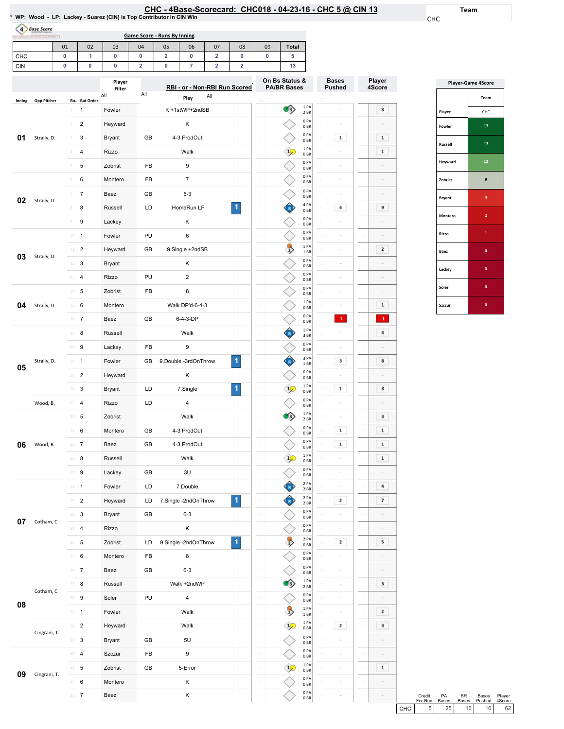# CHC - 4Base-Scorecard: CHC018 - 04-23-16 - CHC 5 @ CIN 13

* WP: Wood - LP: Lackey - Suarez (CIN) is Top Contributor in CIN Win

Team: CHC

## Game Score - Runs By Inning

| | 01 | 02 | 03 | 04 | 05 | 06 | 07 | 08 | 09 | Total |
|---|---|---|---|---|---|---|---|---|---|---|
| CHC | 0 | 1 | 0 | 0 | 2 | 0 | 2 | 0 | 0 | 5 |
| CIN | 0 | 0 | 0 | 2 | 0 | 7 | 2 | 2 | | 13 |

| Inning | Opp Pitcher | Ro.. | Bat Order | Player | | Play | RBI | On Bs Status & PA/BR Bases | Bases Pushed | Player 4Score |
|---|---|---|---|---|---|---|---|---|---|---|
| 01 | Straily, D. | 1 | 1 | Fowler | | K +1stWP+2ndSB | | 1 PA 2 BR | - | 3 |
| | | 2 | 2 | Heyward | | K | | 0 PA 0 BR | - | - |
| | | 3 | 3 | Bryant | GB | 4-3 ProdOut | | 0 PA 0 BR | 1 | 1 |
| | | 4 | 4 | Rizzo | | Walk | | 1 PA 0 BR | - | 1 |
| | | 5 | 5 | Zobrist | FB | 9 | | 0 PA 0 BR | - | - |
| 02 | Straily, D. | 6 | 6 | Montero | FB | 7 | | 0 PA 0 BR | - | - |
| | | 7 | 7 | Baez | GB | 5-3 | | 0 PA 0 BR | - | - |
| | | 8 | 8 | Russell | LD | .HomeRun LF | 1 | 4 PA 0 BR | 4 | 9 |
| | | 9 | 9 | Lackey | | K | | 0 PA 0 BR | - | - |
| 03 | Straily, D. | 10 | 1 | Fowler | PU | 6 | | 0 PA 0 BR | - | - |
| | | 11 | 2 | Heyward | GB | 9.Single +2ndSB | | 1 PA 1 BR | - | 2 |
| | | 12 | 3 | Bryant | | K | | 0 PA 0 BR | - | - |
| | | 13 | 4 | Rizzo | PU | 2 | | 0 PA 0 BR | - | - |
| 04 | Straily, D. | 14 | 5 | Zobrist | FB | 8 | | 0 PA 0 BR | - | - |
| | | 15 | 6 | Montero | | Walk DP'd-6-4-3 | | 1 PA 0 BR | - | 1 |
| | | 16 | 7 | Baez | GB | 6-4-3-DP | | 0 PA 0 BR | -1 | -1 |
| 05 | Straily, D. | 17 | 8 | Russell | | Walk | | 1 PA 3 BR | - | 4 |
| | | 18 | 9 | Lackey | FB | 9 | | 0 PA 0 BR | - | - |
| | | 19 | 1 | Fowler | GB | 9.Double -3rdOnThrow | 1 | 3 PA 1 BR | 3 | 8 |
| | | 20 | 2 | Heyward | | K | | 0 PA 0 BR | - | - |
| | | 21 | 3 | Bryant | LD | 7.Single | 1 | 1 PA 0 BR | 1 | 3 |
| | Wood, B. | 22 | 4 | Rizzo | LD | 4 | | 0 PA 0 BR | - | - |
| 06 | Wood, B. | 23 | 5 | Zobrist | | Walk | | 1 PA 2 BR | - | 3 |
| | | 24 | 6 | Montero | GB | 4-3 ProdOut | | 0 PA 0 BR | 1 | 1 |
| | | 25 | 7 | Baez | GB | 4-3 ProdOut | | 0 PA 0 BR | 1 | 1 |
| | | 26 | 8 | Russell | | Walk | | 1 PA 0 BR | - | 1 |
| | | 27 | 9 | Lackey | GB | 3U | | 0 PA 0 BR | - | - |
| 07 | Cotham, C. | 28 | 1 | Fowler | LD | 7.Double | | 2 PA 2 BR | - | 4 |
| | | 29 | 2 | Heyward | LD | 7.Single -2ndOnThrow | 1 | 2 PA 2 BR | 2 | 7 |
| | | 30 | 3 | Bryant | GB | 6-3 | | 0 PA 0 BR | - | - |
| | | 31 | 4 | Rizzo | | K | | 0 PA 0 BR | - | - |
| | | 32 | 5 | Zobrist | LD | 9.Single -2ndOnThrow | 1 | 2 PA 0 BR | 2 | 5 |
| | | 33 | 6 | Montero | FB | 8 | | 0 PA 0 BR | - | - |
| 08 | Cotham, C. | 34 | 7 | Baez | GB | 6-3 | | 0 PA 0 BR | - | - |
| | | 35 | 8 | Russell | | Walk +2ndWP | | 1 PA 2 BR | - | 3 |
| | | 36 | 9 | Soler | PU | 4 | | 0 PA 0 BR | - | - |
| | | 37 | 1 | Fowler | | Walk | | 1 PA 1 BR | - | 2 |
| | Cingrani, T. | 38 | 2 | Heyward | | Walk | | 1 PA 0 BR | 2 | 3 |
| | | 39 | 3 | Bryant | GB | 5U | | 0 PA 0 BR | - | - |
| 09 | Cingrani, T. | 40 | 4 | Szczur | FB | 9 | | 0 PA 0 BR | - | - |
| | | 41 | 5 | Zobrist | GB | 5-Error | | 1 PA 0 BR | - | 1 |
| | | 42 | 6 | Montero | | K | | 0 PA 0 BR | - | - |
| | | 43 | 7 | Baez | | K | | 0 PA 0 BR | - | - |

| | Credit For Run | PA Bases | BR Bases | Bases Pushed | Player 4Score |
|---|---|---|---|---|---|
| CHC | 5 | 25 | 16 | 16 | 62 |

## Player-Game 4Score

| Player | CHC |
|---|---|
| Fowler | 17 |
| Russell | 17 |
| Heyward | 12 |
| Zobrist | 9 |
| Bryant | 4 |
| Montero | 2 |
| Rizzo | 1 |
| Baez | 0 |
| Lackey | 0 |
| Soler | 0 |
| Szczur | 0 |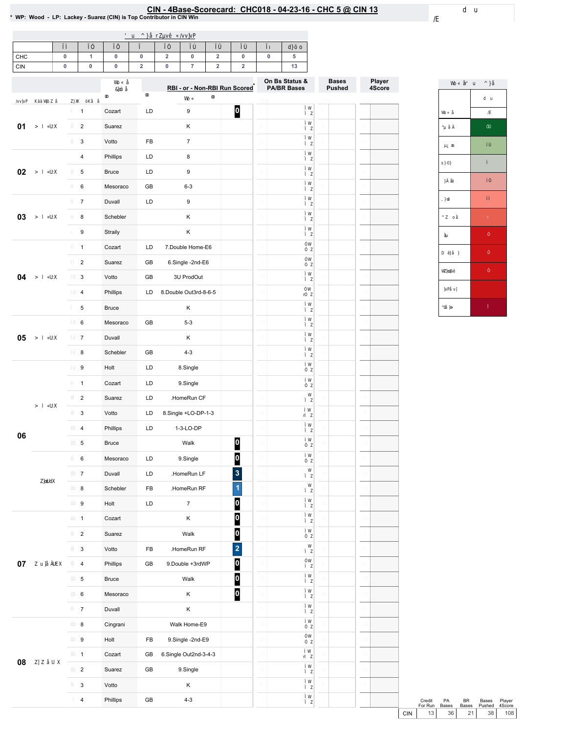# CIN - 4Base-Scorecard: CHC018 - 04-23-16 - CHC 5 @ CIN 13

* WP: Wood - LP: Lackey - Suarez (CIN) is Top Contributor in CIN Win

| | 01 | 02 | 03 | 04 | 05 | 06 | 07 | 08 | 09 | Total |
|---|---|---|---|---|---|---|---|---|---|---|
| CHC | 0 | 1 | 0 | 0 | 2 | 0 | 2 | 0 | 0 | 5 |
| CIN | 0 | 0 | 0 | 2 | 0 | 7 | 2 | 2 | | 13 |

| Inning | # | Player | | RBI - or - Non-RBI Run Scored | |
|---|---|---|---|---|---|
| 01 | 1 | Cozart | LD | 9 | 0 |
| | 2 | Suarez | | K | |
| | 3 | Votto | FB | 7 | |
| 02 | 4 | Phillips | LD | 8 | |
| | 5 | Bruce | LD | 9 | |
| | 6 | Mesoraco | GB | 6-3 | |
| 03 | 7 | Duvall | LD | 9 | |
| | 8 | Schebler | | K | |
| | 9 | Straily | | K | |
| 04 | 1 | Cozart | LD | 7.Double Home-E6 | |
| | 2 | Suarez | GB | 6.Single -2nd-E6 | |
| | 3 | Votto | GB | 3U ProdOut | |
| | 4 | Phillips | LD | 8.Double Out3rd-8-6-5 | |
| | 5 | Bruce | | K | |
| 05 | 6 | Mesoraco | GB | 5-3 | |
| | 7 | Duvall | | K | |
| | 8 | Schebler | GB | 4-3 | |
| 06 | 9 | Holt | LD | 8.Single | |
| | 1 | Cozart | LD | 9.Single | |
| | 2 | Suarez | LD | .HomeRun CF | |
| | 3 | Votto | LD | 8.Single +LO-DP-1-3 | |
| | 4 | Phillips | LD | 1-3-LO-DP | |
| | 5 | Bruce | | Walk | 0 |
| | 6 | Mesoraco | LD | 9.Single | 0 |
| | 7 | Duvall | LD | .HomeRun LF | 3 |
| | 8 | Schebler | FB | .HomeRun RF | 1 |
| | 9 | Holt | LD | 7 | 0 |
| 07 | 1 | Cozart | | K | 0 |
| | 2 | Suarez | | Walk | 0 |
| | 3 | Votto | FB | .HomeRun RF | 2 |
| | 4 | Phillips | GB | 9.Double +3rdWP | 0 |
| | 5 | Bruce | | Walk | 0 |
| | 6 | Mesoraco | | K | 0 |
| | 7 | Duvall | | K | |
| 08 | 8 | Cingrani | | Walk Home-E9 | |
| | 9 | Holt | FB | 9.Single -2nd-E9 | |
| | 1 | Cozart | GB | 6.Single Out2nd-3-4-3 | |
| | 2 | Suarez | GB | 9.Single | |
| | 3 | Votto | | K | |
| | 4 | Phillips | GB | 4-3 | |

| | Credit For Run | PA Bases | BR Bases | Bases Pushed | Player 4Score |
|---|---|---|---|---|---|
| CIN | 13 | 36 | 21 | 38 | 108 |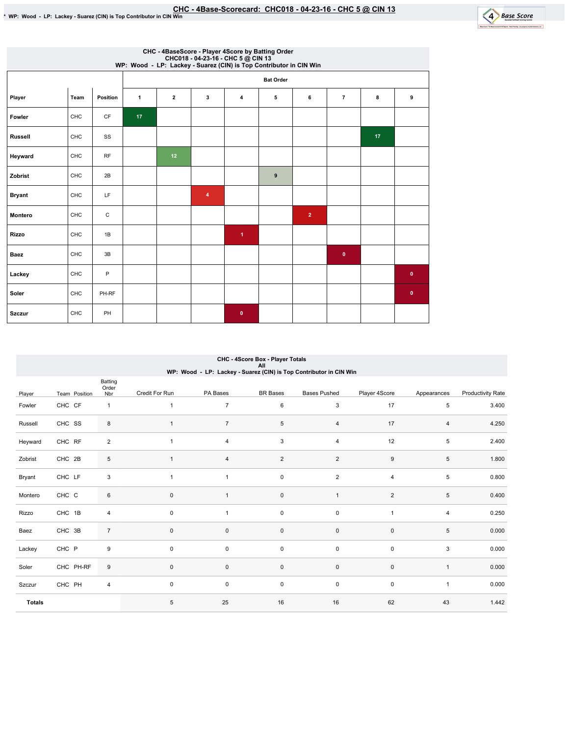# CHC - 4Base-Scorecard: CHC018 - 04-23-16 - CHC 5 @ CIN 13

* WP: Wood - LP: Lackey - Suarez (CIN) is Top Contributor in CIN Win

## CHC - 4BaseScore - Player 4Score by Batting Order
CHC018 - 04-23-16 - CHC 5 @ CIN 13
WP: Wood - LP: Lackey - Suarez (CIN) is Top Contributor in CIN Win

| | | | Bat Order | | | | | | | | |
|---|---|---|---|---|---|---|---|---|---|---|---|
| Player | Team | Position | 1 | 2 | 3 | 4 | 5 | 6 | 7 | 8 | 9 |
| Fowler | CHC | CF | 17 | | | | | | | | |
| Russell | CHC | SS | | | | | | | | 17 | |
| Heyward | CHC | RF | | 12 | | | | | | | |
| Zobrist | CHC | 2B | | | | | 9 | | | | |
| Bryant | CHC | LF | | | 4 | | | | | | |
| Montero | CHC | C | | | | | | 2 | | | |
| Rizzo | CHC | 1B | | | | 1 | | | | | |
| Baez | CHC | 3B | | | | | | | 0 | | |
| Lackey | CHC | P | | | | | | | | | 0 |
| Soler | CHC | PH-RF | | | | | | | | | 0 |
| Szczur | CHC | PH | | | | 0 | | | | | |

## CHC - 4Score Box - Player Totals
All
WP: Wood - LP: Lackey - Suarez (CIN) is Top Contributor in CIN Win

| Player | Team | Position | Batting Order Nbr | Credit For Run | PA Bases | BR Bases | Bases Pushed | Player 4Score | Appearances | Productivity Rate |
|---|---|---|---|---|---|---|---|---|---|---|
| Fowler | CHC | CF | 1 | 1 | 7 | 6 | 3 | 17 | 5 | 3.400 |
| Russell | CHC | SS | 8 | 1 | 7 | 5 | 4 | 17 | 4 | 4.250 |
| Heyward | CHC | RF | 2 | 1 | 4 | 3 | 4 | 12 | 5 | 2.400 |
| Zobrist | CHC | 2B | 5 | 1 | 4 | 2 | 2 | 9 | 5 | 1.800 |
| Bryant | CHC | LF | 3 | 1 | 1 | 0 | 2 | 4 | 5 | 0.800 |
| Montero | CHC | C | 6 | 0 | 1 | 0 | 1 | 2 | 5 | 0.400 |
| Rizzo | CHC | 1B | 4 | 0 | 1 | 0 | 0 | 1 | 4 | 0.250 |
| Baez | CHC | 3B | 7 | 0 | 0 | 0 | 0 | 0 | 5 | 0.000 |
| Lackey | CHC | P | 9 | 0 | 0 | 0 | 0 | 0 | 3 | 0.000 |
| Soler | CHC | PH-RF | 9 | 0 | 0 | 0 | 0 | 0 | 1 | 0.000 |
| Szczur | CHC | PH | 4 | 0 | 0 | 0 | 0 | 0 | 1 | 0.000 |
| Totals | | | | 5 | 25 | 16 | 16 | 62 | 43 | 1.442 |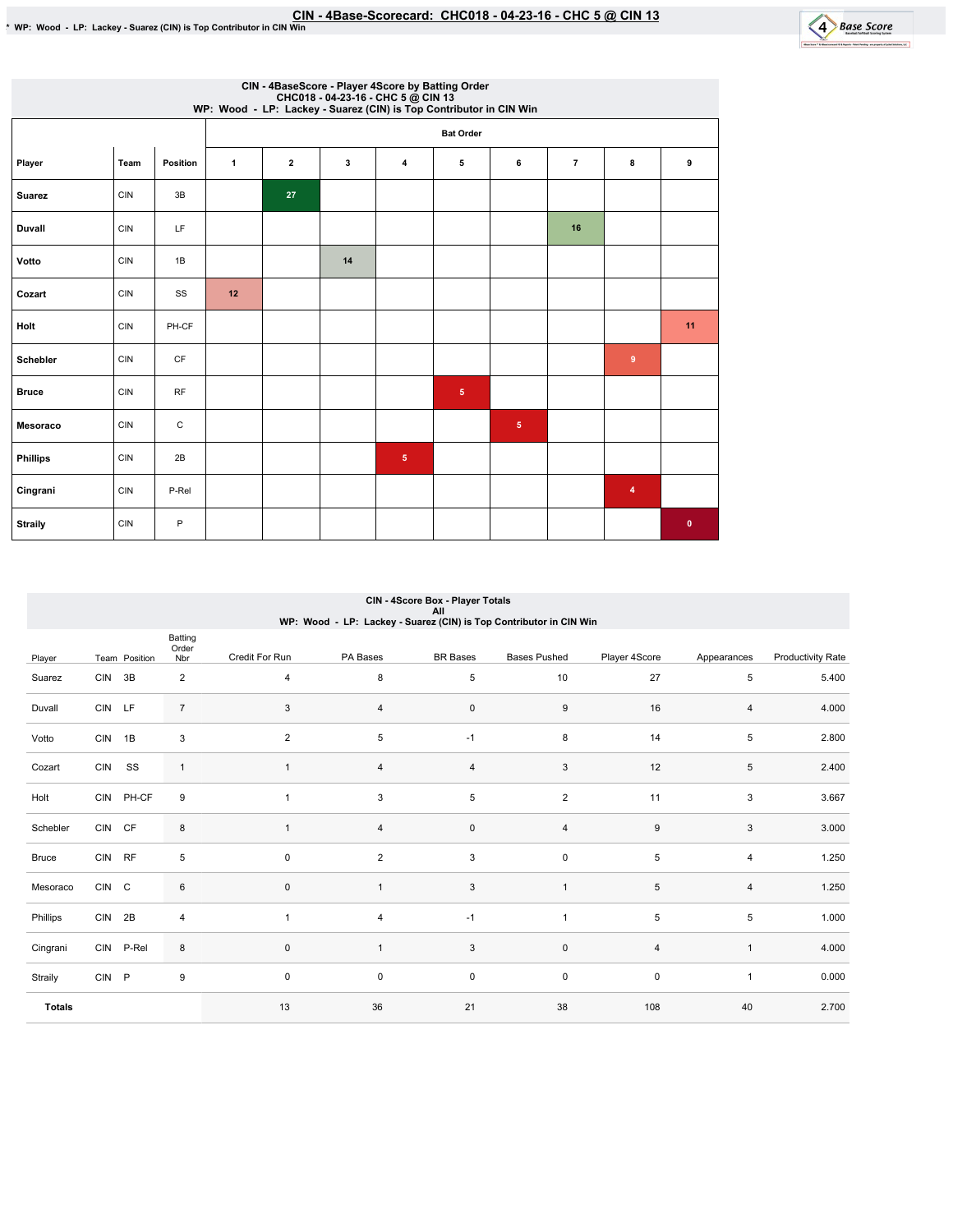# CIN - 4Base-Scorecard: CHC018 - 04-23-16 - CHC 5 @ CIN 13

\* WP: Wood - LP: Lackey - Suarez (CIN) is Top Contributor in CIN Win

## CIN - 4BaseScore - Player 4Score by Batting Order
CHC018 - 04-23-16 - CHC 5 @ CIN 13
WP: Wood - LP: Lackey - Suarez (CIN) is Top Contributor in CIN Win

| Player | Team | Position | Bat Order 1 | 2 | 3 | 4 | 5 | 6 | 7 | 8 | 9 |
|---|---|---|---|---|---|---|---|---|---|---|---|
| Suarez | CIN | 3B | | 27 | | | | | | | |
| Duvall | CIN | LF | | | | | | | 16 | | |
| Votto | CIN | 1B | | | 14 | | | | | | |
| Cozart | CIN | SS | 12 | | | | | | | | |
| Holt | CIN | PH-CF | | | | | | | | | 11 |
| Schebler | CIN | CF | | | | | | | | 9 | |
| Bruce | CIN | RF | | | | | 5 | | | | |
| Mesoraco | CIN | C | | | | | | 5 | | | |
| Phillips | CIN | 2B | | | | 5 | | | | | |
| Cingrani | CIN | P-Rel | | | | | | | | 4 | |
| Straily | CIN | P | | | | | | | | | 0 |

## CIN - 4Score Box - Player Totals
All
WP: Wood - LP: Lackey - Suarez (CIN) is Top Contributor in CIN Win

| Player | Team | Position | Batting Order Nbr | Credit For Run | PA Bases | BR Bases | Bases Pushed | Player 4Score | Appearances | Productivity Rate |
|---|---|---|---|---|---|---|---|---|---|---|
| Suarez | CIN | 3B | 2 | 4 | 8 | 5 | 10 | 27 | 5 | 5.400 |
| Duvall | CIN | LF | 7 | 3 | 4 | 0 | 9 | 16 | 4 | 4.000 |
| Votto | CIN | 1B | 3 | 2 | 5 | -1 | 8 | 14 | 5 | 2.800 |
| Cozart | CIN | SS | 1 | 1 | 4 | 4 | 3 | 12 | 5 | 2.400 |
| Holt | CIN | PH-CF | 9 | 1 | 3 | 5 | 2 | 11 | 3 | 3.667 |
| Schebler | CIN | CF | 8 | 1 | 4 | 0 | 4 | 9 | 3 | 3.000 |
| Bruce | CIN | RF | 5 | 0 | 2 | 3 | 0 | 5 | 4 | 1.250 |
| Mesoraco | CIN | C | 6 | 0 | 1 | 3 | 1 | 5 | 4 | 1.250 |
| Phillips | CIN | 2B | 4 | 1 | 4 | -1 | 1 | 5 | 5 | 1.000 |
| Cingrani | CIN | P-Rel | 8 | 0 | 1 | 3 | 0 | 4 | 1 | 4.000 |
| Straily | CIN | P | 9 | 0 | 0 | 0 | 0 | 0 | 1 | 0.000 |
| **Totals** | | | | 13 | 36 | 21 | 38 | 108 | 40 | 2.700 |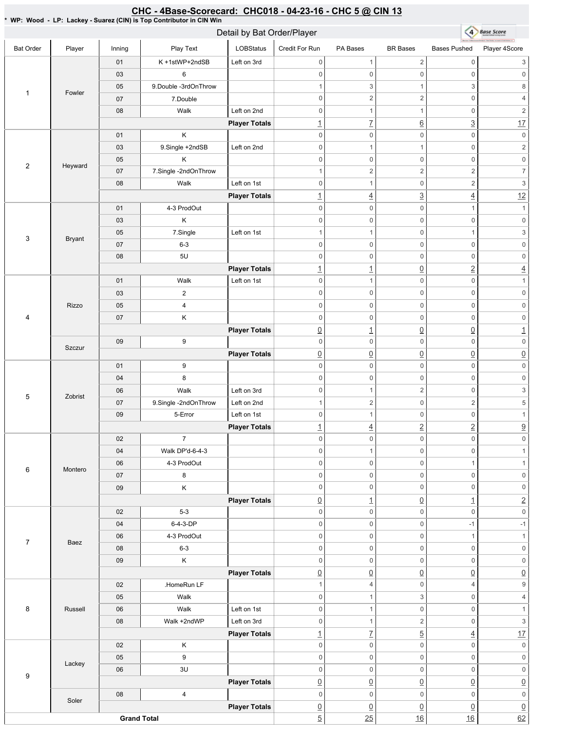## CHC - 4Base-Scorecard: CHC018 - 04-23-16 - CHC 5 @ CIN 13

* WP: Wood - LP: Lackey - Suarez (CIN) is Top Contributor in CIN Win

### Detail by Bat Order/Player

| Bat Order | Player | Inning | Play Text | LOBStatus | Credit For Run | PA Bases | BR Bases | Bases Pushed | Player 4Score |
|---|---|---|---|---|---|---|---|---|---|
| 1 | Fowler | 01 | K +1stWP+2ndSB | Left on 3rd | 0 | 1 | 2 | 0 | 3 |
| | | 03 | 6 | | 0 | 0 | 0 | 0 | 0 |
| | | 05 | 9.Double -3rdOnThrow | | 1 | 3 | 1 | 3 | 8 |
| | | 07 | 7.Double | | 0 | 2 | 2 | 0 | 4 |
| | | 08 | Walk | Left on 2nd | 0 | 1 | 1 | 0 | 2 |
| | | | | **Player Totals** | 1 | 7 | 6 | 3 | 17 |
| 2 | Heyward | 01 | K | | 0 | 0 | 0 | 0 | 0 |
| | | 03 | 9.Single +2ndSB | Left on 2nd | 0 | 1 | 1 | 0 | 2 |
| | | 05 | K | | 0 | 0 | 0 | 0 | 0 |
| | | 07 | 7.Single -2ndOnThrow | | 1 | 2 | 2 | 2 | 7 |
| | | 08 | Walk | Left on 1st | 0 | 1 | 0 | 2 | 3 |
| | | | | **Player Totals** | 1 | 4 | 3 | 4 | 12 |
| 3 | Bryant | 01 | 4-3 ProdOut | | 0 | 0 | 0 | 1 | 1 |
| | | 03 | K | | 0 | 0 | 0 | 0 | 0 |
| | | 05 | 7.Single | Left on 1st | 1 | 1 | 0 | 1 | 3 |
| | | 07 | 6-3 | | 0 | 0 | 0 | 0 | 0 |
| | | 08 | 5U | | 0 | 0 | 0 | 0 | 0 |
| | | | | **Player Totals** | 1 | 1 | 0 | 2 | 4 |
| 4 | Rizzo | 01 | Walk | Left on 1st | 0 | 1 | 0 | 0 | 1 |
| | | 03 | 2 | | 0 | 0 | 0 | 0 | 0 |
| | | 05 | 4 | | 0 | 0 | 0 | 0 | 0 |
| | | 07 | K | | 0 | 0 | 0 | 0 | 0 |
| | | | | **Player Totals** | 0 | 1 | 0 | 0 | 1 |
| | Szczur | 09 | 9 | | 0 | 0 | 0 | 0 | 0 |
| | | | | **Player Totals** | 0 | 0 | 0 | 0 | 0 |
| 5 | Zobrist | 01 | 9 | | 0 | 0 | 0 | 0 | 0 |
| | | 04 | 8 | | 0 | 0 | 0 | 0 | 0 |
| | | 06 | Walk | Left on 3rd | 0 | 1 | 2 | 0 | 3 |
| | | 07 | 9.Single -2ndOnThrow | Left on 2nd | 1 | 2 | 0 | 2 | 5 |
| | | 09 | 5-Error | Left on 1st | 0 | 1 | 0 | 0 | 1 |
| | | | | **Player Totals** | 1 | 4 | 2 | 2 | 9 |
| 6 | Montero | 02 | 7 | | 0 | 0 | 0 | 0 | 0 |
| | | 04 | Walk DP'd-6-4-3 | | 0 | 1 | 0 | 0 | 1 |
| | | 06 | 4-3 ProdOut | | 0 | 0 | 0 | 1 | 1 |
| | | 07 | 8 | | 0 | 0 | 0 | 0 | 0 |
| | | 09 | K | | 0 | 0 | 0 | 0 | 0 |
| | | | | **Player Totals** | 0 | 1 | 0 | 1 | 2 |
| 7 | Baez | 02 | 5-3 | | 0 | 0 | 0 | 0 | 0 |
| | | 04 | 6-4-3-DP | | 0 | 0 | 0 | -1 | -1 |
| | | 06 | 4-3 ProdOut | | 0 | 0 | 0 | 1 | 1 |
| | | 08 | 6-3 | | 0 | 0 | 0 | 0 | 0 |
| | | 09 | K | | 0 | 0 | 0 | 0 | 0 |
| | | | | **Player Totals** | 0 | 0 | 0 | 0 | 0 |
| 8 | Russell | 02 | .HomeRun LF | | 1 | 4 | 0 | 4 | 9 |
| | | 05 | Walk | | 0 | 1 | 3 | 0 | 4 |
| | | 06 | Walk | Left on 1st | 0 | 1 | 0 | 0 | 1 |
| | | 08 | Walk +2ndWP | Left on 3rd | 0 | 1 | 2 | 0 | 3 |
| | | | | **Player Totals** | 1 | 7 | 5 | 4 | 17 |
| 9 | Lackey | 02 | K | | 0 | 0 | 0 | 0 | 0 |
| | | 05 | 9 | | 0 | 0 | 0 | 0 | 0 |
| | | 06 | 3U | | 0 | 0 | 0 | 0 | 0 |
| | | | | **Player Totals** | 0 | 0 | 0 | 0 | 0 |
| | Soler | 08 | 4 | | 0 | 0 | 0 | 0 | 0 |
| | | | | **Player Totals** | 0 | 0 | 0 | 0 | 0 |
| **Grand Total** | | | | | 5 | 25 | 16 | 16 | 62 |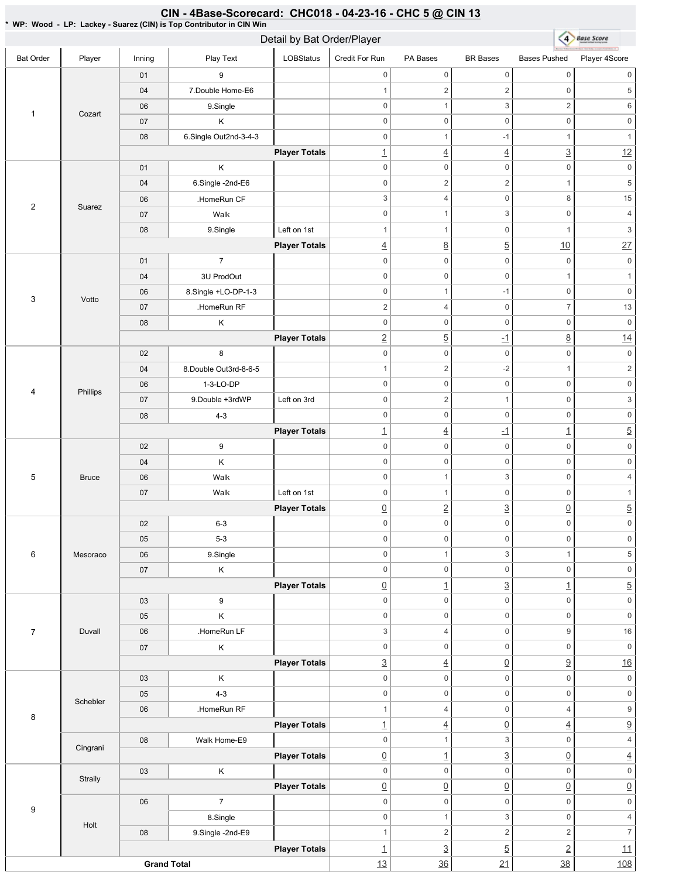## CIN - 4Base-Scorecard: CHC018 - 04-23-16 - CHC 5 @ CIN 13

* WP: Wood - LP: Lackey - Suarez (CIN) is Top Contributor in CIN Win

### Detail by Bat Order/Player

| Bat Order | Player | Inning | Play Text | LOBStatus | Credit For Run | PA Bases | BR Bases | Bases Pushed | Player 4Score |
|---|---|---|---|---|---|---|---|---|---|
| 1 | Cozart | 01 | 9 | | 0 | 0 | 0 | 0 | 0 |
| | | 04 | 7.Double Home-E6 | | 1 | 2 | 2 | 0 | 5 |
| | | 06 | 9.Single | | 0 | 1 | 3 | 2 | 6 |
| | | 07 | K | | 0 | 0 | 0 | 0 | 0 |
| | | 08 | 6.Single Out2nd-3-4-3 | | 0 | 1 | -1 | 1 | 1 |
| | | | | **Player Totals** | 1 | 4 | 4 | 3 | 12 |
| 2 | Suarez | 01 | K | | 0 | 0 | 0 | 0 | 0 |
| | | 04 | 6.Single -2nd-E6 | | 0 | 2 | 2 | 1 | 5 |
| | | 06 | .HomeRun CF | | 3 | 4 | 0 | 8 | 15 |
| | | 07 | Walk | | 0 | 1 | 3 | 0 | 4 |
| | | 08 | 9.Single | Left on 1st | 1 | 1 | 0 | 1 | 3 |
| | | | | **Player Totals** | 4 | 8 | 5 | 10 | 27 |
| 3 | Votto | 01 | 7 | | 0 | 0 | 0 | 0 | 0 |
| | | 04 | 3U ProdOut | | 0 | 0 | 0 | 1 | 1 |
| | | 06 | 8.Single +LO-DP-1-3 | | 0 | 1 | -1 | 0 | 0 |
| | | 07 | .HomeRun RF | | 2 | 4 | 0 | 7 | 13 |
| | | 08 | K | | 0 | 0 | 0 | 0 | 0 |
| | | | | **Player Totals** | 2 | 5 | -1 | 8 | 14 |
| 4 | Phillips | 02 | 8 | | 0 | 0 | 0 | 0 | 0 |
| | | 04 | 8.Double Out3rd-8-6-5 | | 1 | 2 | -2 | 1 | 2 |
| | | 06 | 1-3-LO-DP | | 0 | 0 | 0 | 0 | 0 |
| | | 07 | 9.Double +3rdWP | Left on 3rd | 0 | 2 | 1 | 0 | 3 |
| | | 08 | 4-3 | | 0 | 0 | 0 | 0 | 0 |
| | | | | **Player Totals** | 1 | 4 | -1 | 1 | 5 |
| 5 | Bruce | 02 | 9 | | 0 | 0 | 0 | 0 | 0 |
| | | 04 | K | | 0 | 0 | 0 | 0 | 0 |
| | | 06 | Walk | | 0 | 1 | 3 | 0 | 4 |
| | | 07 | Walk | Left on 1st | 0 | 1 | 0 | 0 | 1 |
| | | | | **Player Totals** | 0 | 2 | 3 | 0 | 5 |
| 6 | Mesoraco | 02 | 6-3 | | 0 | 0 | 0 | 0 | 0 |
| | | 05 | 5-3 | | 0 | 0 | 0 | 0 | 0 |
| | | 06 | 9.Single | | 0 | 1 | 3 | 1 | 5 |
| | | 07 | K | | 0 | 0 | 0 | 0 | 0 |
| | | | | **Player Totals** | 0 | 1 | 3 | 1 | 5 |
| 7 | Duvall | 03 | 9 | | 0 | 0 | 0 | 0 | 0 |
| | | 05 | K | | 0 | 0 | 0 | 0 | 0 |
| | | 06 | .HomeRun LF | | 3 | 4 | 0 | 9 | 16 |
| | | 07 | K | | 0 | 0 | 0 | 0 | 0 |
| | | | | **Player Totals** | 3 | 4 | 0 | 9 | 16 |
| 8 | Schebler | 03 | K | | 0 | 0 | 0 | 0 | 0 |
| | | 05 | 4-3 | | 0 | 0 | 0 | 0 | 0 |
| | | 06 | .HomeRun RF | | 1 | 4 | 0 | 4 | 9 |
| | | | | **Player Totals** | 1 | 4 | 0 | 4 | 9 |
| | Cingrani | 08 | Walk Home-E9 | | 0 | 1 | 3 | 0 | 4 |
| | | | | **Player Totals** | 0 | 1 | 3 | 0 | 4 |
| 9 | Straily | 03 | K | | 0 | 0 | 0 | 0 | 0 |
| | | | | **Player Totals** | 0 | 0 | 0 | 0 | 0 |
| | Holt | 06 | 7 | | 0 | 0 | 0 | 0 | 0 |
| | | | 8.Single | | 0 | 1 | 3 | 0 | 4 |
| | | 08 | 9.Single -2nd-E9 | | 1 | 2 | 2 | 2 | 7 |
| | | | | **Player Totals** | 1 | 3 | 5 | 2 | 11 |
| **Grand Total** | | | | | 13 | 36 | 21 | 38 | 108 |